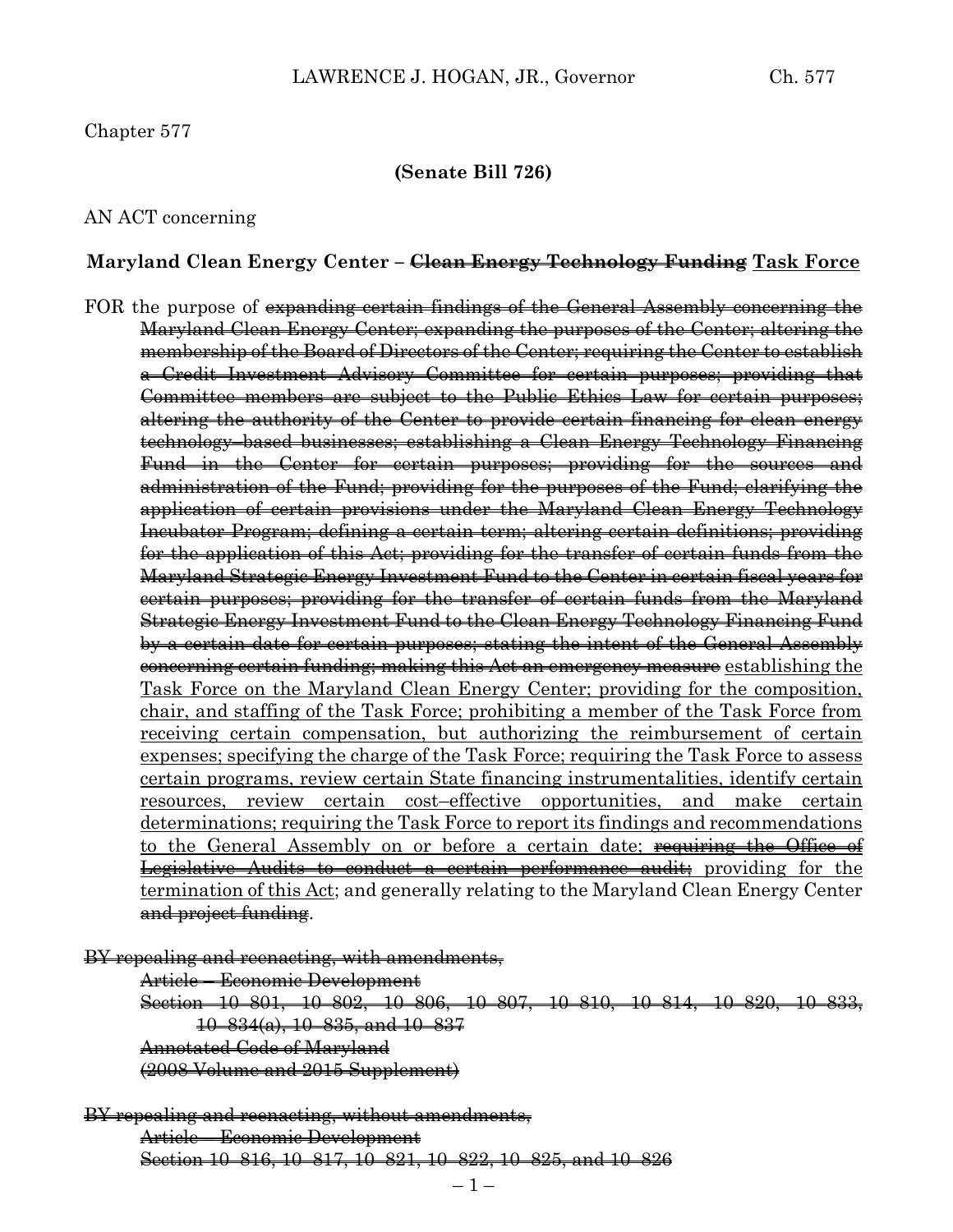Chapter 577

**(Senate Bill 726)**

AN ACT concerning

**Maryland Clean Energy Center – ~~Clean Energy Technology Funding~~ <u>Task Force</u>**

FOR the purpose of ~~expanding certain findings of the General Assembly concerning the Maryland Clean Energy Center; expanding the purposes of the Center; altering the membership of the Board of Directors of the Center; requiring the Center to establish a Credit Investment Advisory Committee for certain purposes; providing that Committee members are subject to the Public Ethics Law for certain purposes; altering the authority of the Center to provide certain financing for clean energy technology–based businesses; establishing a Clean Energy Technology Financing Fund in the Center for certain purposes; providing for the sources and administration of the Fund; providing for the purposes of the Fund; clarifying the application of certain provisions under the Maryland Clean Energy Technology Incubator Program; defining a certain term; altering certain definitions; providing for the application of this Act; providing for the transfer of certain funds from the Maryland Strategic Energy Investment Fund to the Center in certain fiscal years for certain purposes; providing for the transfer of certain funds from the Maryland Strategic Energy Investment Fund to the Clean Energy Technology Financing Fund by a certain date for certain purposes; stating the intent of the General Assembly concerning certain funding; making this Act an emergency measure~~ <u>establishing the Task Force on the Maryland Clean Energy Center; providing for the composition, chair, and staffing of the Task Force; prohibiting a member of the Task Force from receiving certain compensation, but authorizing the reimbursement of certain expenses; specifying the charge of the Task Force; requiring the Task Force to assess certain programs, review certain State financing instrumentalities, identify certain resources, review certain cost–effective opportunities, and make certain determinations; requiring the Task Force to report its findings and recommendations to the General Assembly on or before a certain date; ~~requiring the Office of Legislative Audits to conduct a certain performance audit;~~ providing for the termination of this Act</u>; and generally relating to the Maryland Clean Energy Center ~~and project funding~~.

~~BY repealing and reenacting, with amendments,~~
~~Article – Economic Development~~
~~Section 10–801, 10–802, 10–806, 10–807, 10–810, 10–814, 10–820, 10–833, 10–834(a), 10–835, and 10–837~~
~~Annotated Code of Maryland~~
~~(2008 Volume and 2015 Supplement)~~

~~BY repealing and reenacting, without amendments,~~
~~Article – Economic Development~~
~~Section 10–816, 10–817, 10–821, 10–822, 10–825, and 10–826~~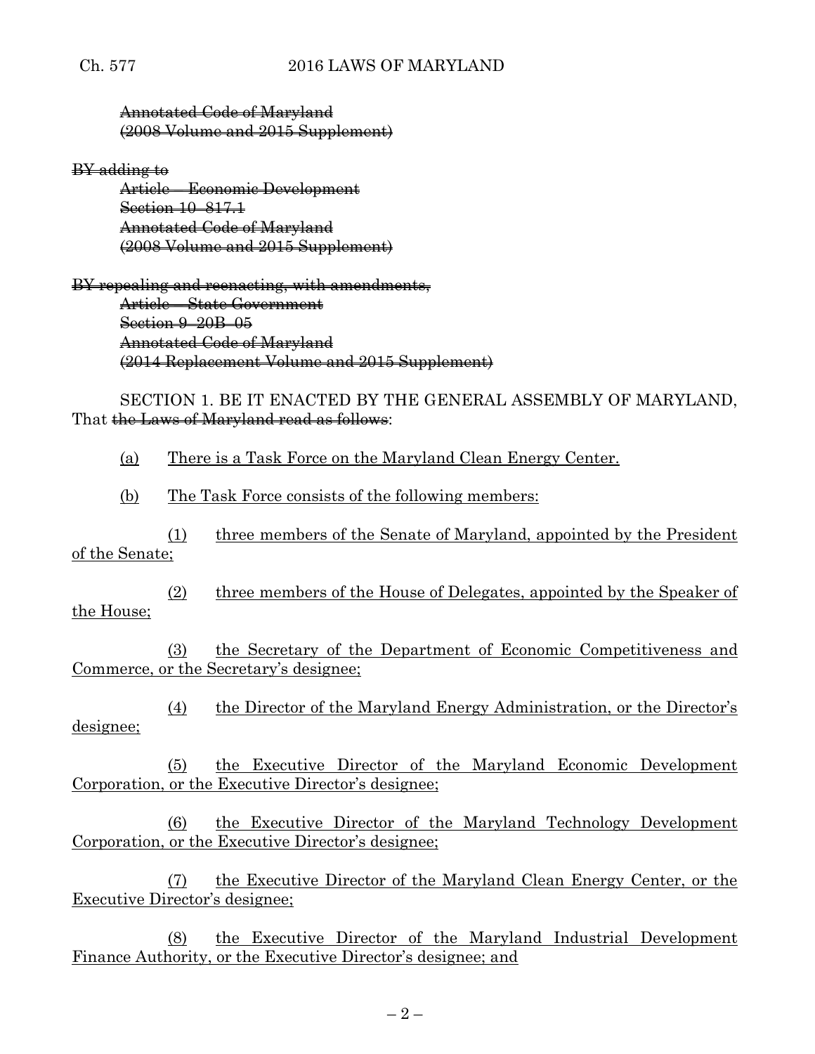~~Annotated Code of Maryland~~
~~(2008 Volume and 2015 Supplement)~~

~~BY adding to~~
~~Article – Economic Development~~
~~Section 10–817.1~~
~~Annotated Code of Maryland~~
~~(2008 Volume and 2015 Supplement)~~

~~BY repealing and reenacting, with amendments,~~
~~Article – State Government~~
~~Section 9–20B–05~~
~~Annotated Code of Maryland~~
~~(2014 Replacement Volume and 2015 Supplement)~~

SECTION 1. BE IT ENACTED BY THE GENERAL ASSEMBLY OF MARYLAND, That ~~the Laws of Maryland read as follows~~:

<u>(a) There is a Task Force on the Maryland Clean Energy Center.</u>

<u>(b) The Task Force consists of the following members:</u>

<u>(1) three members of the Senate of Maryland, appointed by the President of the Senate;</u>

<u>(2) three members of the House of Delegates, appointed by the Speaker of the House;</u>

<u>(3) the Secretary of the Department of Economic Competitiveness and Commerce, or the Secretary's designee;</u>

<u>(4) the Director of the Maryland Energy Administration, or the Director's designee;</u>

<u>(5) the Executive Director of the Maryland Economic Development Corporation, or the Executive Director's designee;</u>

<u>(6) the Executive Director of the Maryland Technology Development Corporation, or the Executive Director's designee;</u>

<u>(7) the Executive Director of the Maryland Clean Energy Center, or the Executive Director's designee;</u>

<u>(8) the Executive Director of the Maryland Industrial Development Finance Authority, or the Executive Director's designee; and</u>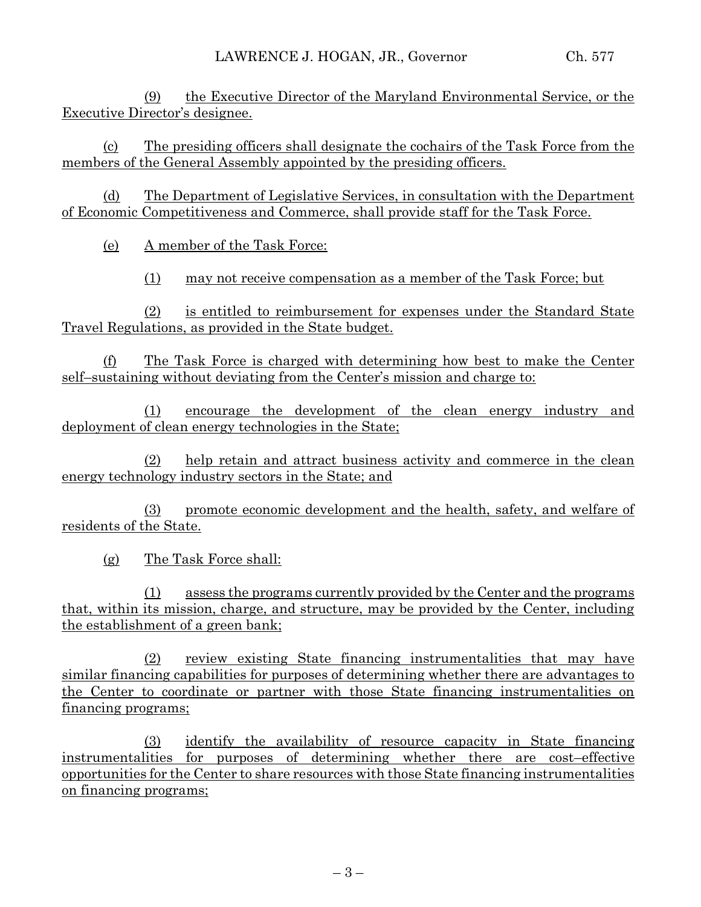(9) the Executive Director of the Maryland Environmental Service, or the Executive Director's designee.

(c) The presiding officers shall designate the cochairs of the Task Force from the members of the General Assembly appointed by the presiding officers.

(d) The Department of Legislative Services, in consultation with the Department of Economic Competitiveness and Commerce, shall provide staff for the Task Force.

(e) A member of the Task Force:

(1) may not receive compensation as a member of the Task Force; but

(2) is entitled to reimbursement for expenses under the Standard State Travel Regulations, as provided in the State budget.

(f) The Task Force is charged with determining how best to make the Center self–sustaining without deviating from the Center's mission and charge to:

(1) encourage the development of the clean energy industry and deployment of clean energy technologies in the State;

(2) help retain and attract business activity and commerce in the clean energy technology industry sectors in the State; and

(3) promote economic development and the health, safety, and welfare of residents of the State.

(g) The Task Force shall:

(1) assess the programs currently provided by the Center and the programs that, within its mission, charge, and structure, may be provided by the Center, including the establishment of a green bank;

(2) review existing State financing instrumentalities that may have similar financing capabilities for purposes of determining whether there are advantages to the Center to coordinate or partner with those State financing instrumentalities on financing programs;

(3) identify the availability of resource capacity in State financing instrumentalities for purposes of determining whether there are cost–effective opportunities for the Center to share resources with those State financing instrumentalities on financing programs;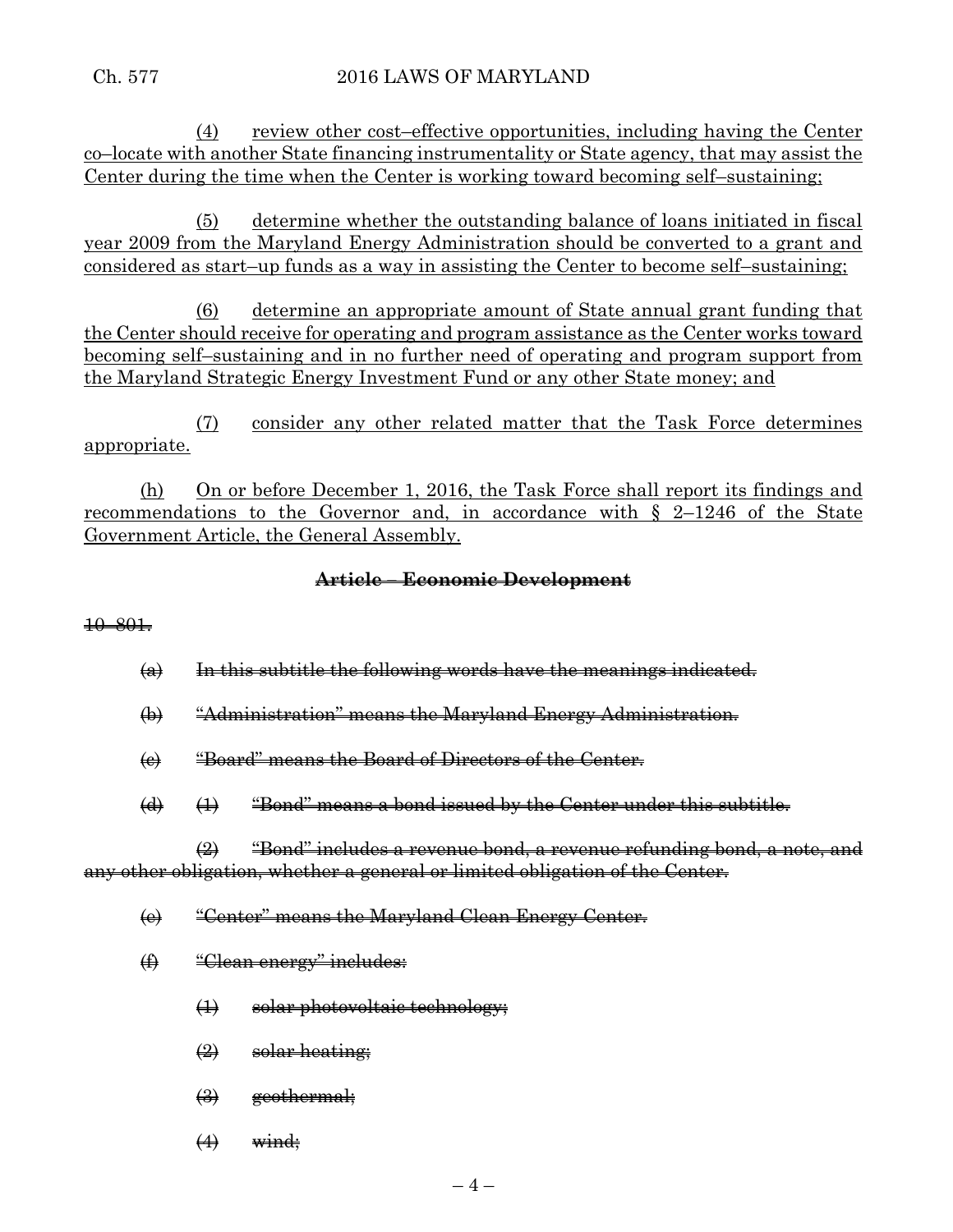(4) review other cost–effective opportunities, including having the Center co–locate with another State financing instrumentality or State agency, that may assist the Center during the time when the Center is working toward becoming self–sustaining;

(5) determine whether the outstanding balance of loans initiated in fiscal year 2009 from the Maryland Energy Administration should be converted to a grant and considered as start–up funds as a way in assisting the Center to become self–sustaining;

(6) determine an appropriate amount of State annual grant funding that the Center should receive for operating and program assistance as the Center works toward becoming self–sustaining and in no further need of operating and program support from the Maryland Strategic Energy Investment Fund or any other State money; and

(7) consider any other related matter that the Task Force determines appropriate.

(h) On or before December 1, 2016, the Task Force shall report its findings and recommendations to the Governor and, in accordance with § 2–1246 of the State Government Article, the General Assembly.

**~~Article – Economic Development~~**

~~10–801.~~

~~(a) In this subtitle the following words have the meanings indicated.~~

~~(b) "Administration" means the Maryland Energy Administration.~~

~~(c) "Board" means the Board of Directors of the Center.~~

~~(d) (1) "Bond" means a bond issued by the Center under this subtitle.~~

~~(2) "Bond" includes a revenue bond, a revenue refunding bond, a note, and any other obligation, whether a general or limited obligation of the Center.~~

~~(e) "Center" means the Maryland Clean Energy Center.~~

~~(f) "Clean energy" includes:~~

~~(1) solar photovoltaic technology;~~

~~(2) solar heating;~~

~~(3) geothermal;~~

~~(4) wind;~~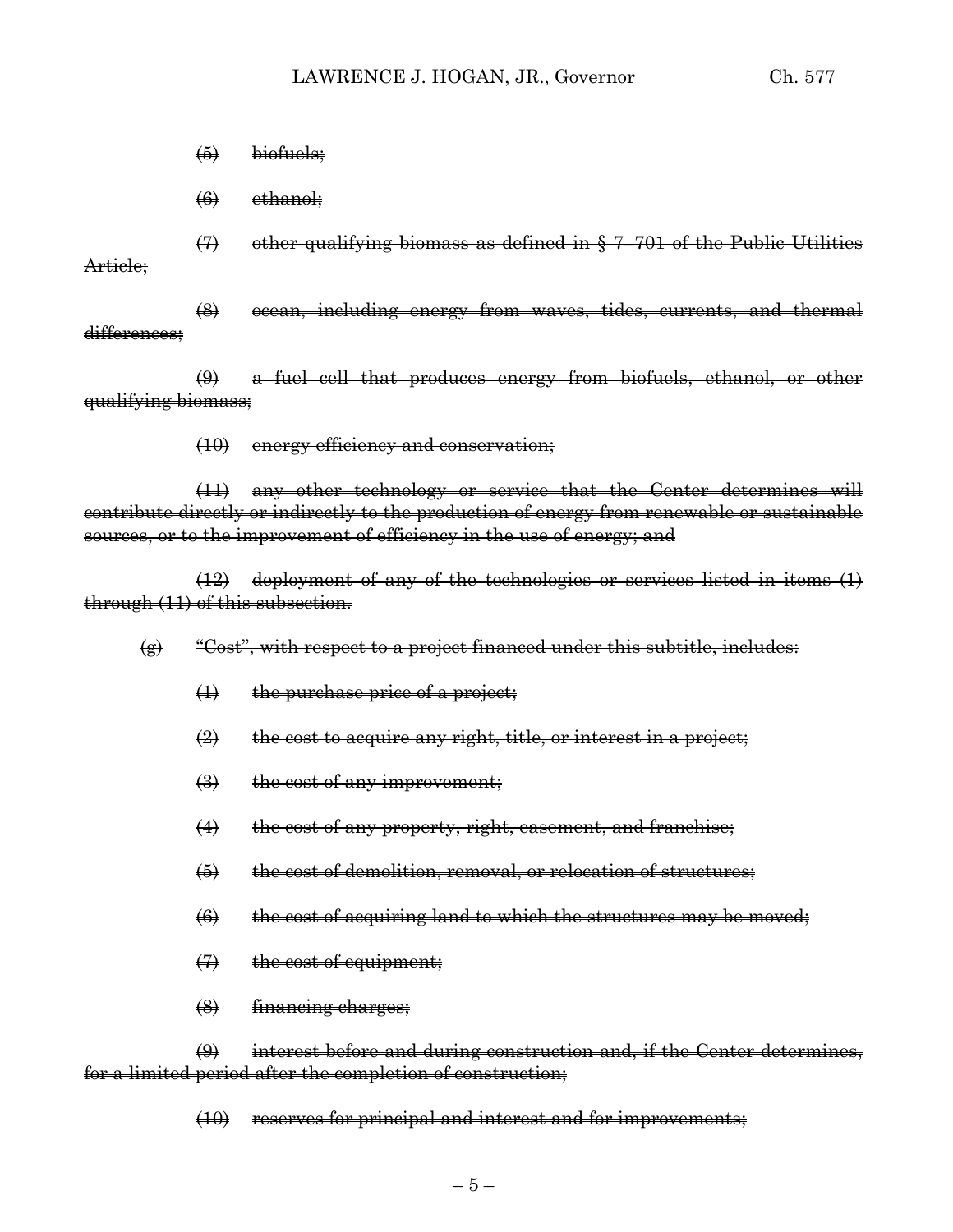~~(5) biofuels;~~

~~(6) ethanol;~~

~~(7) other qualifying biomass as defined in § 7–701 of the Public Utilities Article;~~

~~(8) ocean, including energy from waves, tides, currents, and thermal differences;~~

~~(9) a fuel cell that produces energy from biofuels, ethanol, or other qualifying biomass;~~

~~(10) energy efficiency and conservation;~~

~~(11) any other technology or service that the Center determines will contribute directly or indirectly to the production of energy from renewable or sustainable sources, or to the improvement of efficiency in the use of energy; and~~

~~(12) deployment of any of the technologies or services listed in items (1) through (11) of this subsection.~~

~~(g) "Cost", with respect to a project financed under this subtitle, includes:~~

~~(1) the purchase price of a project;~~

~~(2) the cost to acquire any right, title, or interest in a project;~~

~~(3) the cost of any improvement;~~

~~(4) the cost of any property, right, easement, and franchise;~~

~~(5) the cost of demolition, removal, or relocation of structures;~~

~~(6) the cost of acquiring land to which the structures may be moved;~~

~~(7) the cost of equipment;~~

~~(8) financing charges;~~

~~(9) interest before and during construction and, if the Center determines, for a limited period after the completion of construction;~~

~~(10) reserves for principal and interest and for improvements;~~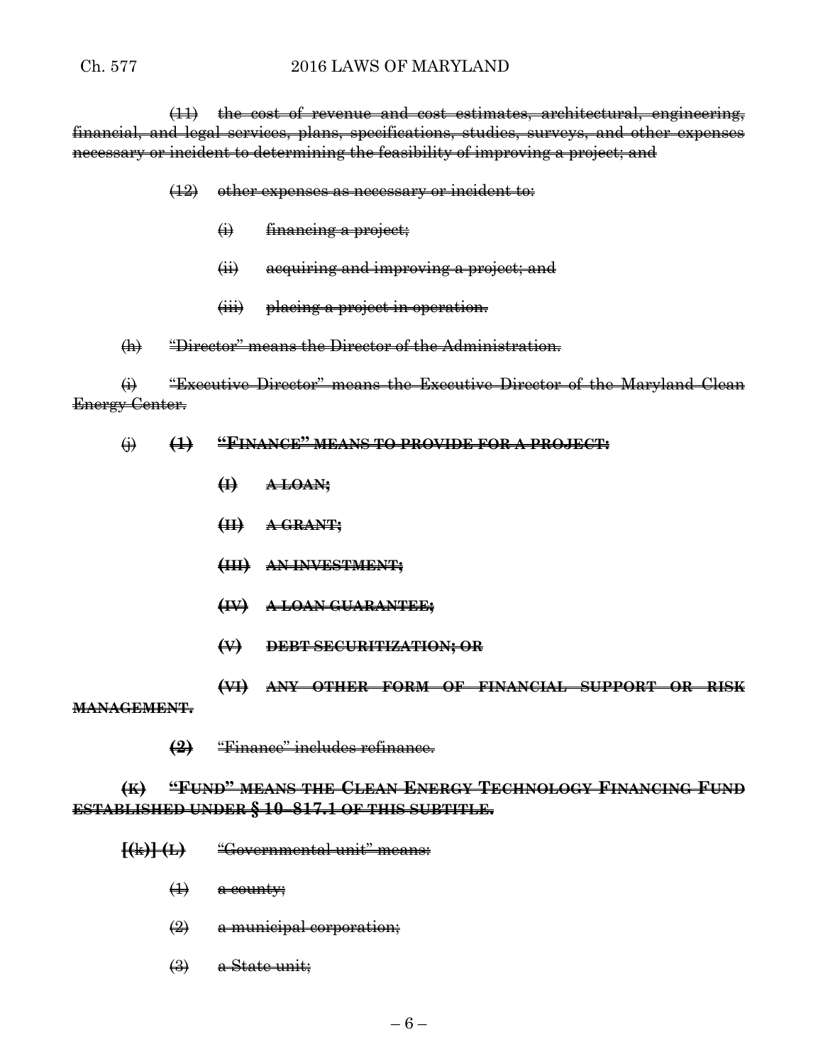~~(11) the cost of revenue and cost estimates, architectural, engineering, financial, and legal services, plans, specifications, studies, surveys, and other expenses necessary or incident to determining the feasibility of improving a project; and~~

~~(12) other expenses as necessary or incident to:~~

~~(i) financing a project;~~

~~(ii) acquiring and improving a project; and~~

~~(iii) placing a project in operation.~~

~~(h) "Director" means the Director of the Administration.~~

~~(i) "Executive Director" means the Executive Director of the Maryland Clean Energy Center.~~

~~(j)~~ ~~**(1) "FINANCE" MEANS TO PROVIDE FOR A PROJECT:**~~

~~**(I) A LOAN;**~~

~~**(II) A GRANT;**~~

~~**(III) AN INVESTMENT;**~~

~~**(IV) A LOAN GUARANTEE;**~~

~~**(V) DEBT SECURITIZATION; OR**~~

~~**(VI) ANY OTHER FORM OF FINANCIAL SUPPORT OR RISK MANAGEMENT.**~~

~~**(2)** "Finance" includes refinance.~~

~~**(K) "FUND" MEANS THE CLEAN ENERGY TECHNOLOGY FINANCING FUND ESTABLISHED UNDER § 10–817.1 OF THIS SUBTITLE.**~~

~~**[(k)] (L)** "Governmental unit" means:~~

~~(1) a county;~~

~~(2) a municipal corporation;~~

~~(3) a State unit;~~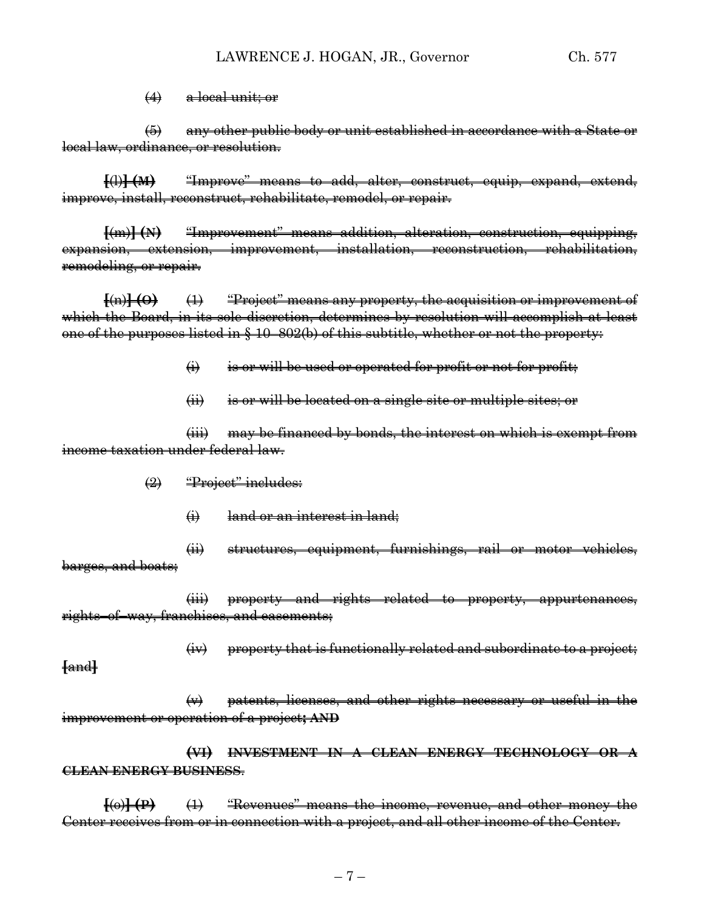(4) a local unit; or

(5) any other public body or unit established in accordance with a State or local law, ordinance, or resolution.

[(l)] (M) "Improve" means to add, alter, construct, equip, expand, extend, improve, install, reconstruct, rehabilitate, remodel, or repair.

[(m)] (N) "Improvement" means addition, alteration, construction, equipping, expansion, extension, improvement, installation, reconstruction, rehabilitation, remodeling, or repair.

[(n)] (O) (1) "Project" means any property, the acquisition or improvement of which the Board, in its sole discretion, determines by resolution will accomplish at least one of the purposes listed in § 10–802(b) of this subtitle, whether or not the property:

(i) is or will be used or operated for profit or not for profit;

(ii) is or will be located on a single site or multiple sites; or

(iii) may be financed by bonds, the interest on which is exempt from income taxation under federal law.

(2) "Project" includes:

(i) land or an interest in land;

(ii) structures, equipment, furnishings, rail or motor vehicles, barges, and boats;

(iii) property and rights related to property, appurtenances, rights–of–way, franchises, and easements;

(iv) property that is functionally related and subordinate to a project; [and]

(v) patents, licenses, and other rights necessary or useful in the improvement or operation of a project; AND

(VI) INVESTMENT IN A CLEAN ENERGY TECHNOLOGY OR A CLEAN ENERGY BUSINESS.

[(o)] (P) (1) "Revenues" means the income, revenue, and other money the Center receives from or in connection with a project, and all other income of the Center.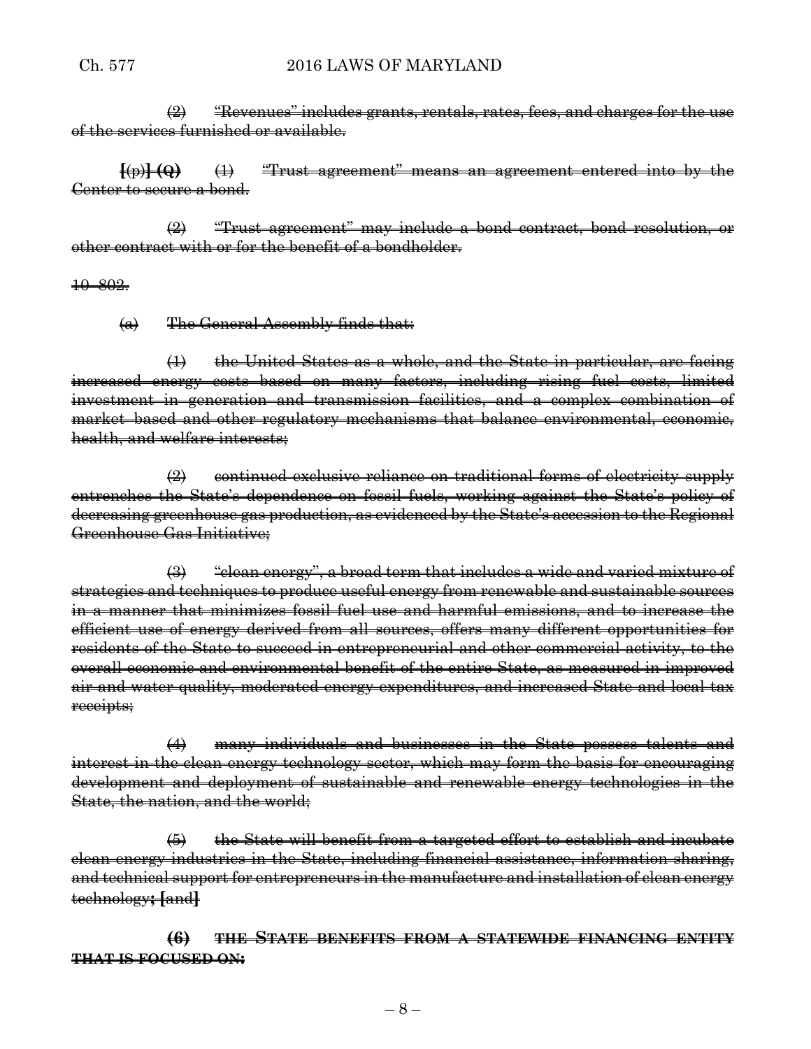~~(2) "Revenues" includes grants, rentals, rates, fees, and charges for the use of the services furnished or available.~~

~~**[**(p)**] (Q)** (1) "Trust agreement" means an agreement entered into by the Center to secure a bond.~~

~~(2) "Trust agreement" may include a bond contract, bond resolution, or other contract with or for the benefit of a bondholder.~~

~~10–802.~~

~~(a) The General Assembly finds that:~~

~~(1) the United States as a whole, and the State in particular, are facing increased energy costs based on many factors, including rising fuel costs, limited investment in generation and transmission facilities, and a complex combination of market based and other regulatory mechanisms that balance environmental, economic, health, and welfare interests;~~

~~(2) continued exclusive reliance on traditional forms of electricity supply entrenches the State's dependence on fossil fuels, working against the State's policy of decreasing greenhouse gas production, as evidenced by the State's accession to the Regional Greenhouse Gas Initiative;~~

~~(3) "clean energy", a broad term that includes a wide and varied mixture of strategies and techniques to produce useful energy from renewable and sustainable sources in a manner that minimizes fossil fuel use and harmful emissions, and to increase the efficient use of energy derived from all sources, offers many different opportunities for residents of the State to succeed in entrepreneurial and other commercial activity, to the overall economic and environmental benefit of the entire State, as measured in improved air and water quality, moderated energy expenditures, and increased State and local tax receipts;~~

~~(4) many individuals and businesses in the State possess talents and interest in the clean energy technology sector, which may form the basis for encouraging development and deployment of sustainable and renewable energy technologies in the State, the nation, and the world;~~

~~(5) the State will benefit from a targeted effort to establish and incubate clean energy industries in the State, including financial assistance, information sharing, and technical support for entrepreneurs in the manufacture and installation of clean energy technology**; [**and**]**~~

~~**(6) THE STATE BENEFITS FROM A STATEWIDE FINANCING ENTITY THAT IS FOCUSED ON:**~~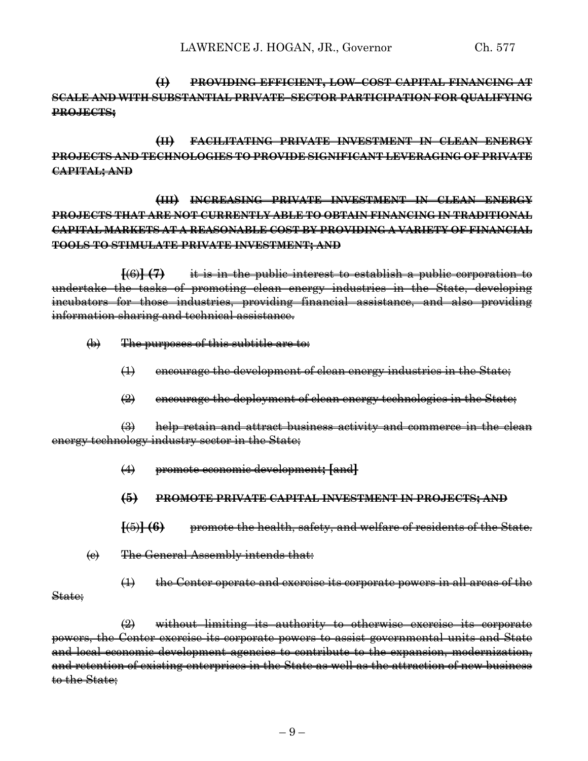**(I) PROVIDING EFFICIENT, LOW–COST CAPITAL FINANCING AT SCALE AND WITH SUBSTANTIAL PRIVATE–SECTOR PARTICIPATION FOR QUALIFYING PROJECTS;**

**(II) FACILITATING PRIVATE INVESTMENT IN CLEAN ENERGY PROJECTS AND TECHNOLOGIES TO PROVIDE SIGNIFICANT LEVERAGING OF PRIVATE CAPITAL; AND**

**(III) INCREASING PRIVATE INVESTMENT IN CLEAN ENERGY PROJECTS THAT ARE NOT CURRENTLY ABLE TO OBTAIN FINANCING IN TRADITIONAL CAPITAL MARKETS AT A REASONABLE COST BY PROVIDING A VARIETY OF FINANCIAL TOOLS TO STIMULATE PRIVATE INVESTMENT; AND**

**[**(6)**] (7)** it is in the public interest to establish a public corporation to undertake the tasks of promoting clean energy industries in the State, developing incubators for those industries, providing financial assistance, and also providing information sharing and technical assistance.

(b) The purposes of this subtitle are to:

(1) encourage the development of clean energy industries in the State;

(2) encourage the deployment of clean energy technologies in the State;

(3) help retain and attract business activity and commerce in the clean energy technology industry sector in the State;

(4) promote economic development**; [**and**]**

**(5) PROMOTE PRIVATE CAPITAL INVESTMENT IN PROJECTS; AND**

**[**(5)**] (6)** promote the health, safety, and welfare of residents of the State.

(c) The General Assembly intends that:

(1) the Center operate and exercise its corporate powers in all areas of the State;

(2) without limiting its authority to otherwise exercise its corporate powers, the Center exercise its corporate powers to assist governmental units and State and local economic development agencies to contribute to the expansion, modernization, and retention of existing enterprises in the State as well as the attraction of new business to the State;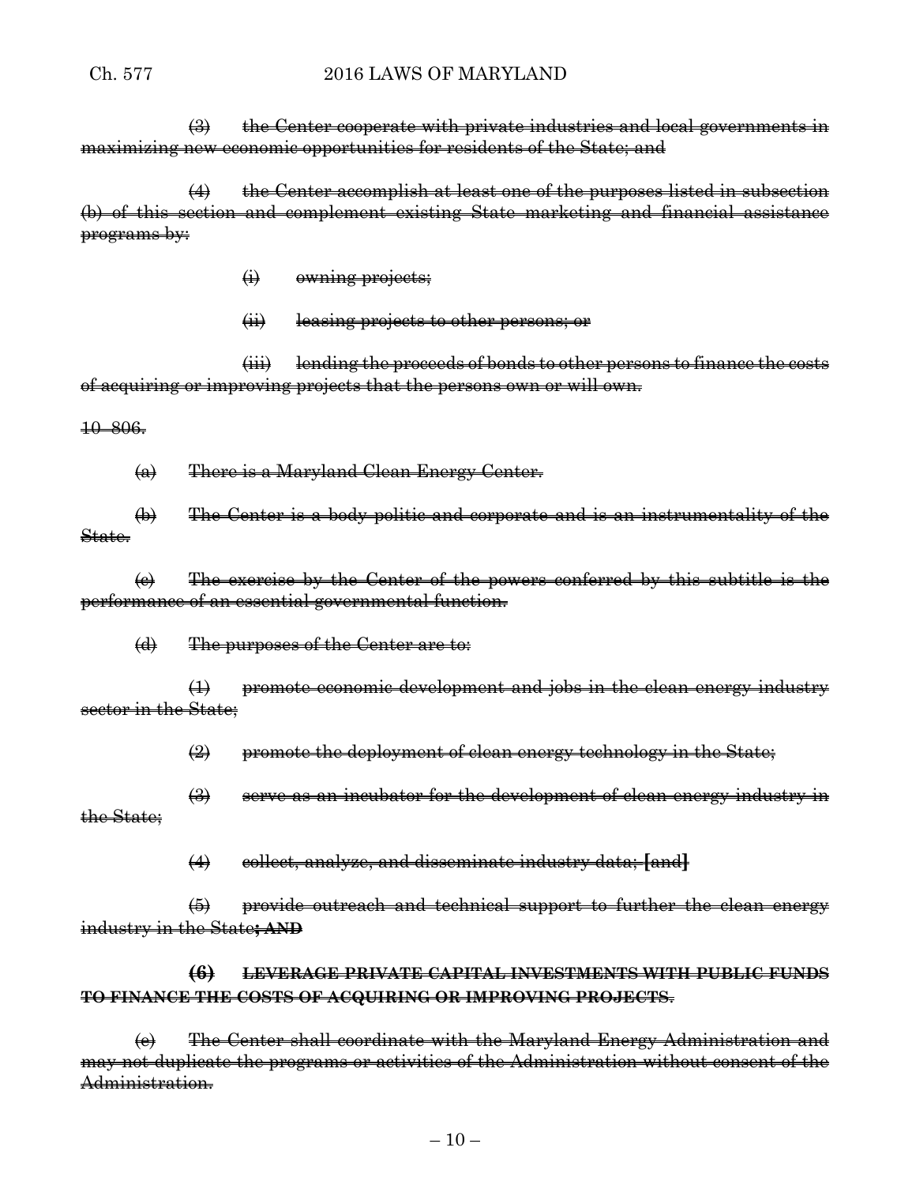~~(3) the Center cooperate with private industries and local governments in maximizing new economic opportunities for residents of the State; and~~

~~(4) the Center accomplish at least one of the purposes listed in subsection (b) of this section and complement existing State marketing and financial assistance programs by:~~

~~(i) owning projects;~~

~~(ii) leasing projects to other persons; or~~

~~(iii) lending the proceeds of bonds to other persons to finance the costs of acquiring or improving projects that the persons own or will own.~~

~~10–806.~~

~~(a) There is a Maryland Clean Energy Center.~~

~~(b) The Center is a body politic and corporate and is an instrumentality of the State.~~

~~(c) The exercise by the Center of the powers conferred by this subtitle is the performance of an essential governmental function.~~

~~(d) The purposes of the Center are to:~~

~~(1) promote economic development and jobs in the clean energy industry sector in the State;~~

~~(2) promote the deployment of clean energy technology in the State;~~

~~(3) serve as an incubator for the development of clean energy industry in the State;~~

~~(4) collect, analyze, and disseminate industry data; [and]~~

~~(5) provide outreach and technical support to further the clean energy industry in the State~~**~~; AND~~**

**~~(6) LEVERAGE PRIVATE CAPITAL INVESTMENTS WITH PUBLIC FUNDS TO FINANCE THE COSTS OF ACQUIRING OR IMPROVING PROJECTS~~**~~.~~

~~(e) The Center shall coordinate with the Maryland Energy Administration and may not duplicate the programs or activities of the Administration without consent of the Administration.~~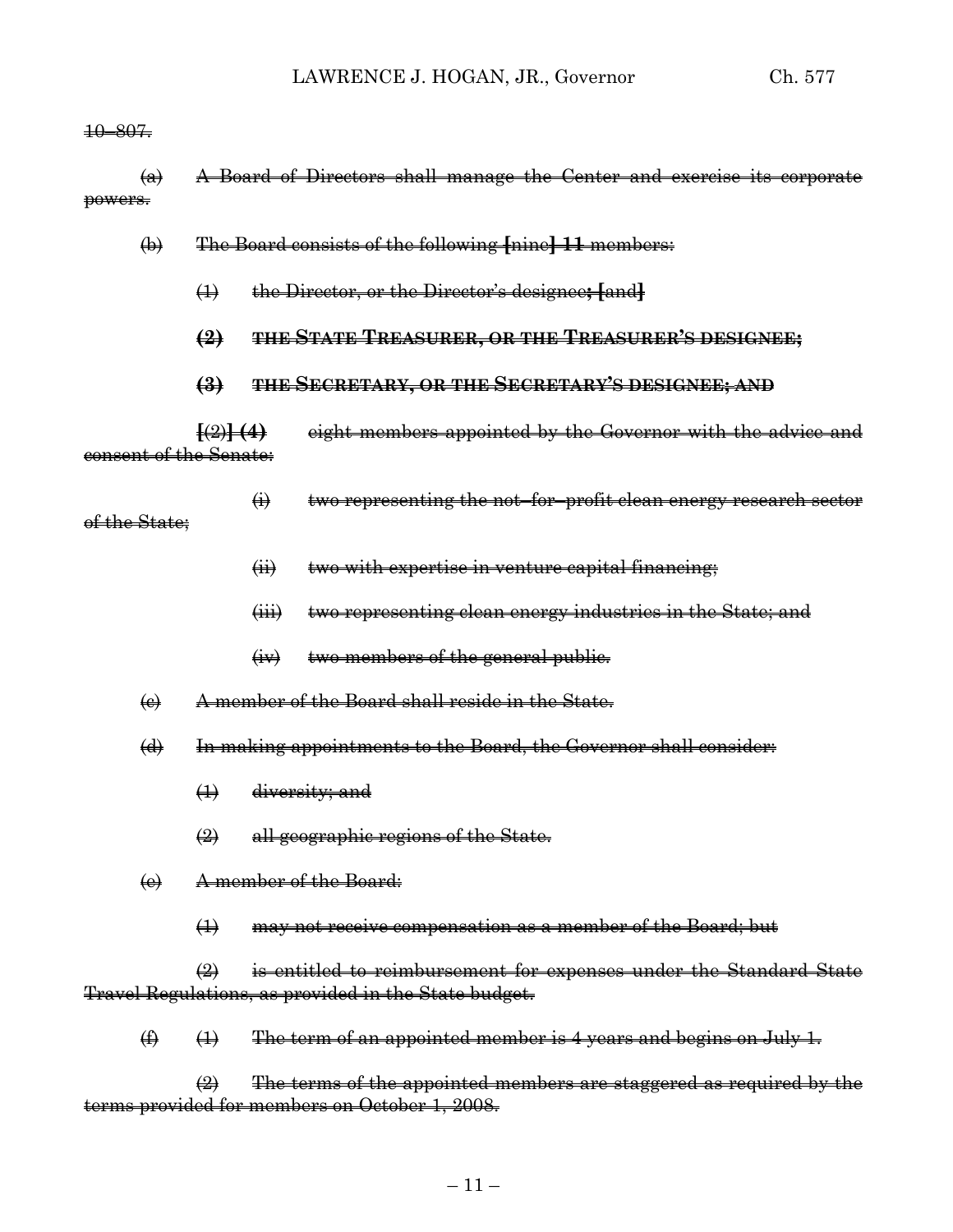~~10–807.~~

~~(a) A Board of Directors shall manage the Center and exercise its corporate powers.~~

~~(b) The Board consists of the following **[**nine**] 11** members:~~

~~(1) the Director, or the Director's designee**; [**and**]**~~

~~**(2) THE STATE TREASURER, OR THE TREASURER'S DESIGNEE;**~~

~~**(3) THE SECRETARY, OR THE SECRETARY'S DESIGNEE; AND**~~

~~**[**(2)**] (4)** eight members appointed by the Governor with the advice and consent of the Senate:~~

~~(i) two representing the not–for–profit clean energy research sector of the State;~~

~~(ii) two with expertise in venture capital financing;~~

~~(iii) two representing clean energy industries in the State; and~~

~~(iv) two members of the general public.~~

~~(c) A member of the Board shall reside in the State.~~

~~(d) In making appointments to the Board, the Governor shall consider:~~

~~(1) diversity; and~~

~~(2) all geographic regions of the State.~~

~~(e) A member of the Board:~~

~~(1) may not receive compensation as a member of the Board; but~~

~~(2) is entitled to reimbursement for expenses under the Standard State Travel Regulations, as provided in the State budget.~~

~~(f) (1) The term of an appointed member is 4 years and begins on July 1.~~

~~(2) The terms of the appointed members are staggered as required by the terms provided for members on October 1, 2008.~~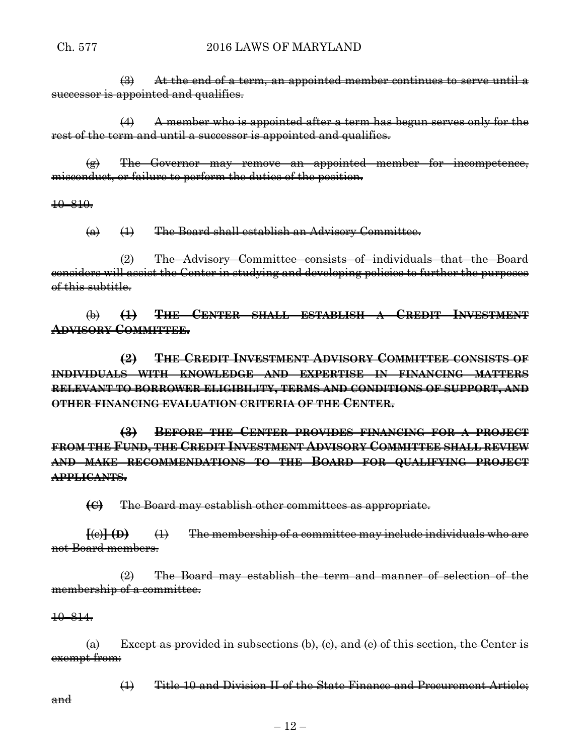(3) At the end of a term, an appointed member continues to serve until a successor is appointed and qualifies.

(4) A member who is appointed after a term has begun serves only for the rest of the term and until a successor is appointed and qualifies.

(g) The Governor may remove an appointed member for incompetence, misconduct, or failure to perform the duties of the position.

10–810.

(a) (1) The Board shall establish an Advisory Committee.

(2) The Advisory Committee consists of individuals that the Board considers will assist the Center in studying and developing policies to further the purposes of this subtitle.

(b) **(1) THE CENTER SHALL ESTABLISH A CREDIT INVESTMENT ADVISORY COMMITTEE.**

**(2) THE CREDIT INVESTMENT ADVISORY COMMITTEE CONSISTS OF INDIVIDUALS WITH KNOWLEDGE AND EXPERTISE IN FINANCING MATTERS RELEVANT TO BORROWER ELIGIBILITY, TERMS AND CONDITIONS OF SUPPORT, AND OTHER FINANCING EVALUATION CRITERIA OF THE CENTER.**

**(3) BEFORE THE CENTER PROVIDES FINANCING FOR A PROJECT FROM THE FUND, THE CREDIT INVESTMENT ADVISORY COMMITTEE SHALL REVIEW AND MAKE RECOMMENDATIONS TO THE BOARD FOR QUALIFYING PROJECT APPLICANTS.**

**(C)** The Board may establish other committees as appropriate.

**[**(c)**] (D)** (1) The membership of a committee may include individuals who are not Board members.

(2) The Board may establish the term and manner of selection of the membership of a committee.

10–814.

(a) Except as provided in subsections (b), (c), and (e) of this section, the Center is exempt from:

(1) Title 10 and Division II of the State Finance and Procurement Article; and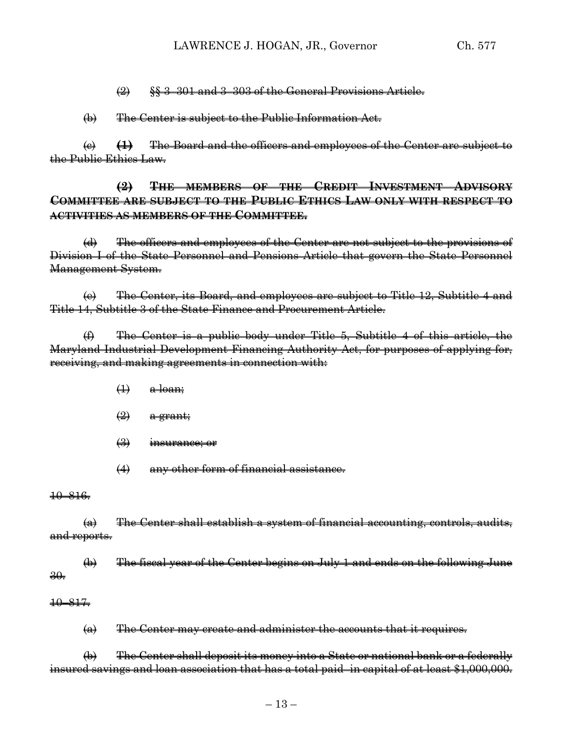~~(2) §§ 3–301 and 3–303 of the General Provisions Article.~~

~~(b) The Center is subject to the Public Information Act.~~

~~(c) **(1)** The Board and the officers and employees of the Center are subject to the Public Ethics Law.~~

~~**(2) THE MEMBERS OF THE CREDIT INVESTMENT ADVISORY COMMITTEE ARE SUBJECT TO THE PUBLIC ETHICS LAW ONLY WITH RESPECT TO ACTIVITIES AS MEMBERS OF THE COMMITTEE.**~~

~~(d) The officers and employees of the Center are not subject to the provisions of Division I of the State Personnel and Pensions Article that govern the State Personnel Management System.~~

~~(e) The Center, its Board, and employees are subject to Title 12, Subtitle 4 and Title 14, Subtitle 3 of the State Finance and Procurement Article.~~

~~(f) The Center is a public body under Title 5, Subtitle 4 of this article, the Maryland Industrial Development Financing Authority Act, for purposes of applying for, receiving, and making agreements in connection with:~~

~~(1) a loan;~~

~~(2) a grant;~~

~~(3) insurance; or~~

~~(4) any other form of financial assistance.~~

~~10–816.~~

~~(a) The Center shall establish a system of financial accounting, controls, audits, and reports.~~

~~(b) The fiscal year of the Center begins on July 1 and ends on the following June 30.~~

~~10–817.~~

~~(a) The Center may create and administer the accounts that it requires.~~

~~(b) The Center shall deposit its money into a State or national bank or a federally insured savings and loan association that has a total paid–in capital of at least $1,000,000.~~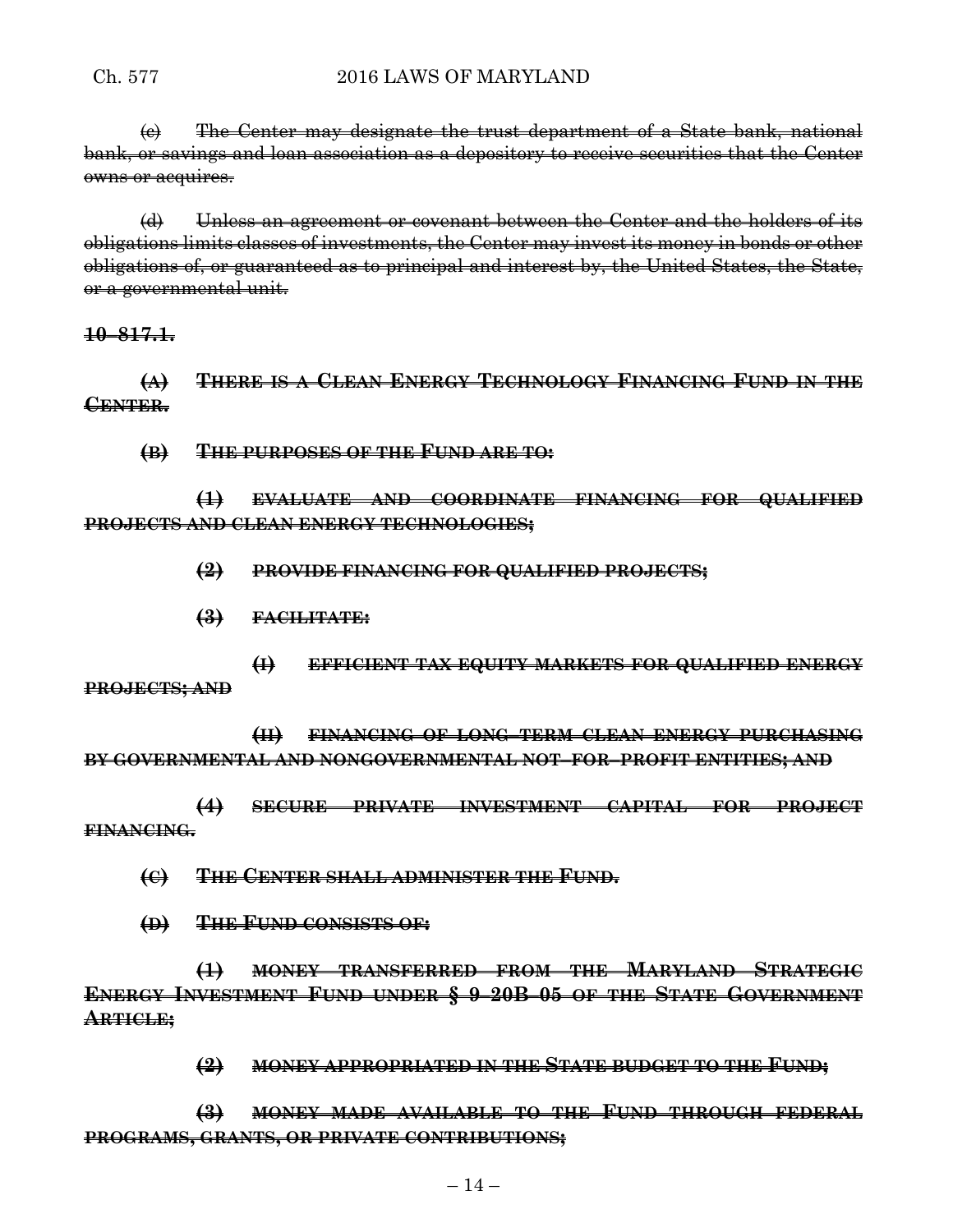~~(c) The Center may designate the trust department of a State bank, national bank, or savings and loan association as a depository to receive securities that the Center owns or acquires.~~

~~(d) Unless an agreement or covenant between the Center and the holders of its obligations limits classes of investments, the Center may invest its money in bonds or other obligations of, or guaranteed as to principal and interest by, the United States, the State, or a governmental unit.~~

**~~10–817.1.~~**

**~~(A) THERE IS A CLEAN ENERGY TECHNOLOGY FINANCING FUND IN THE CENTER.~~**

**~~(B) THE PURPOSES OF THE FUND ARE TO:~~**

**~~(1) EVALUATE AND COORDINATE FINANCING FOR QUALIFIED PROJECTS AND CLEAN ENERGY TECHNOLOGIES;~~**

**~~(2) PROVIDE FINANCING FOR QUALIFIED PROJECTS;~~**

**~~(3) FACILITATE:~~**

**~~(I) EFFICIENT TAX EQUITY MARKETS FOR QUALIFIED ENERGY PROJECTS; AND~~**

**~~(II) FINANCING OF LONG–TERM CLEAN ENERGY PURCHASING BY GOVERNMENTAL AND NONGOVERNMENTAL NOT–FOR–PROFIT ENTITIES; AND~~**

**~~(4) SECURE PRIVATE INVESTMENT CAPITAL FOR PROJECT FINANCING.~~**

**~~(C) THE CENTER SHALL ADMINISTER THE FUND.~~**

**~~(D) THE FUND CONSISTS OF:~~**

**~~(1) MONEY TRANSFERRED FROM THE MARYLAND STRATEGIC ENERGY INVESTMENT FUND UNDER § 9–20B–05 OF THE STATE GOVERNMENT ARTICLE;~~**

**~~(2) MONEY APPROPRIATED IN THE STATE BUDGET TO THE FUND;~~**

**~~(3) MONEY MADE AVAILABLE TO THE FUND THROUGH FEDERAL PROGRAMS, GRANTS, OR PRIVATE CONTRIBUTIONS;~~**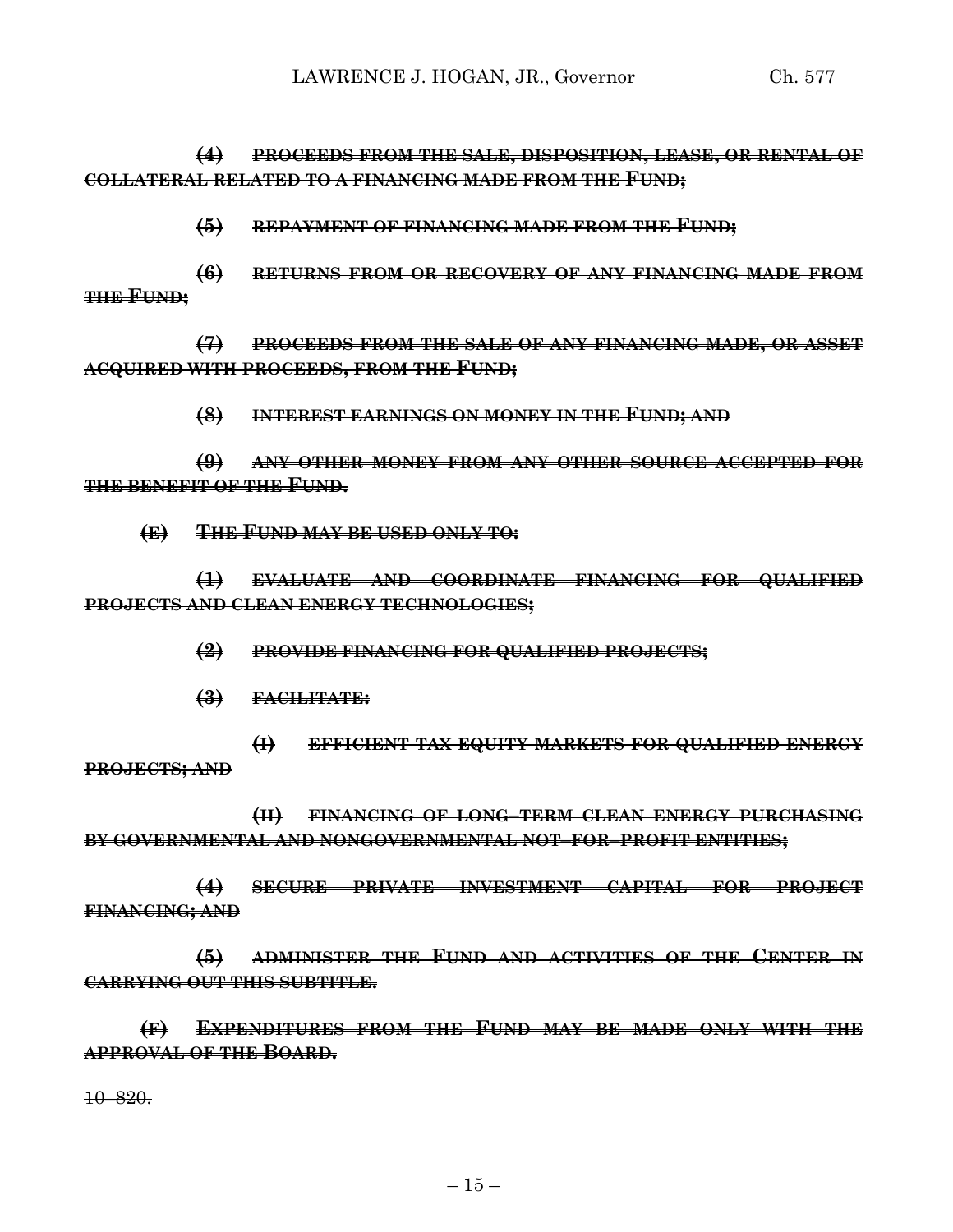~~**(4) PROCEEDS FROM THE SALE, DISPOSITION, LEASE, OR RENTAL OF COLLATERAL RELATED TO A FINANCING MADE FROM THE FUND;**~~

~~**(5) REPAYMENT OF FINANCING MADE FROM THE FUND;**~~

~~**(6) RETURNS FROM OR RECOVERY OF ANY FINANCING MADE FROM THE FUND;**~~

~~**(7) PROCEEDS FROM THE SALE OF ANY FINANCING MADE, OR ASSET ACQUIRED WITH PROCEEDS, FROM THE FUND;**~~

~~**(8) INTEREST EARNINGS ON MONEY IN THE FUND; AND**~~

~~**(9) ANY OTHER MONEY FROM ANY OTHER SOURCE ACCEPTED FOR THE BENEFIT OF THE FUND.**~~

~~**(E) THE FUND MAY BE USED ONLY TO:**~~

~~**(1) EVALUATE AND COORDINATE FINANCING FOR QUALIFIED PROJECTS AND CLEAN ENERGY TECHNOLOGIES;**~~

~~**(2) PROVIDE FINANCING FOR QUALIFIED PROJECTS;**~~

~~**(3) FACILITATE:**~~

~~**(I) EFFICIENT TAX EQUITY MARKETS FOR QUALIFIED ENERGY PROJECTS; AND**~~

~~**(II) FINANCING OF LONG–TERM CLEAN ENERGY PURCHASING BY GOVERNMENTAL AND NONGOVERNMENTAL NOT–FOR–PROFIT ENTITIES;**~~

~~**(4) SECURE PRIVATE INVESTMENT CAPITAL FOR PROJECT FINANCING; AND**~~

~~**(5) ADMINISTER THE FUND AND ACTIVITIES OF THE CENTER IN CARRYING OUT THIS SUBTITLE.**~~

~~**(F) EXPENDITURES FROM THE FUND MAY BE MADE ONLY WITH THE APPROVAL OF THE BOARD.**~~

~~10–820.~~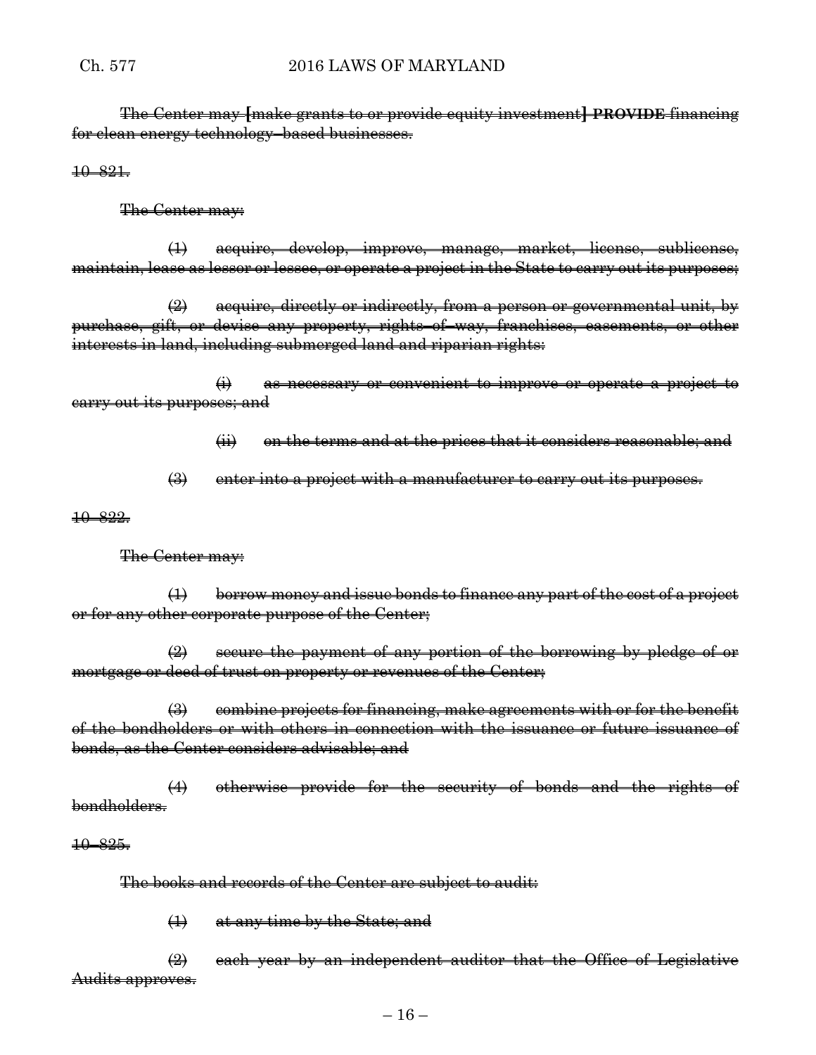~~The Center may [make grants to or provide equity investment] **PROVIDE** financing for clean energy technology–based businesses.~~

~~10–821.~~

~~The Center may:~~

~~(1) acquire, develop, improve, manage, market, license, sublicense, maintain, lease as lessor or lessee, or operate a project in the State to carry out its purposes;~~

~~(2) acquire, directly or indirectly, from a person or governmental unit, by purchase, gift, or devise any property, rights–of–way, franchises, easements, or other interests in land, including submerged land and riparian rights:~~

~~(i) as necessary or convenient to improve or operate a project to carry out its purposes; and~~

~~(ii) on the terms and at the prices that it considers reasonable; and~~

~~(3) enter into a project with a manufacturer to carry out its purposes.~~

~~10–822.~~

~~The Center may:~~

~~(1) borrow money and issue bonds to finance any part of the cost of a project or for any other corporate purpose of the Center;~~

~~(2) secure the payment of any portion of the borrowing by pledge of or mortgage or deed of trust on property or revenues of the Center;~~

~~(3) combine projects for financing, make agreements with or for the benefit of the bondholders or with others in connection with the issuance or future issuance of bonds, as the Center considers advisable; and~~

~~(4) otherwise provide for the security of bonds and the rights of bondholders.~~

~~10–825.~~

~~The books and records of the Center are subject to audit:~~

~~(1) at any time by the State; and~~

~~(2) each year by an independent auditor that the Office of Legislative Audits approves.~~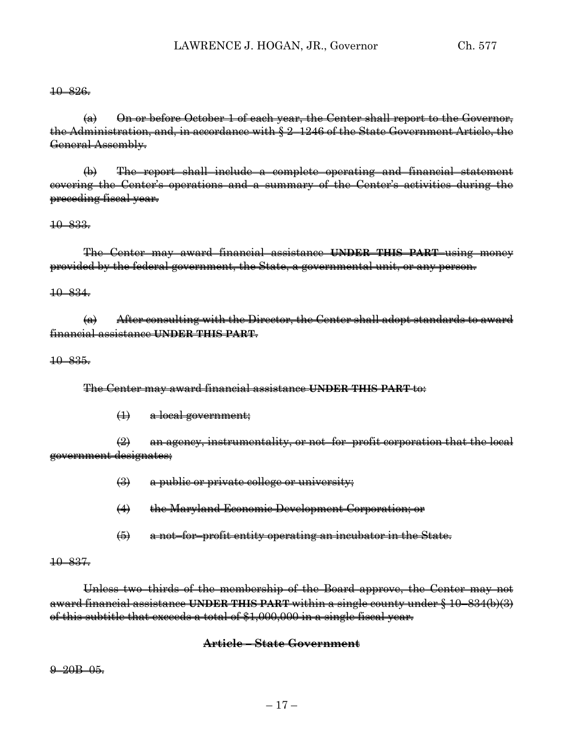~~10–826.~~

~~(a) On or before October 1 of each year, the Center shall report to the Governor, the Administration, and, in accordance with § 2–1246 of the State Government Article, the General Assembly.~~

~~(b) The report shall include a complete operating and financial statement covering the Center's operations and a summary of the Center's activities during the preceding fiscal year.~~

~~10–833.~~

~~The Center may award financial assistance **UNDER THIS PART** using money provided by the federal government, the State, a governmental unit, or any person.~~

~~10–834.~~

~~(a) After consulting with the Director, the Center shall adopt standards to award financial assistance **UNDER THIS PART**.~~

~~10–835.~~

~~The Center may award financial assistance **UNDER THIS PART** to:~~

~~(1) a local government;~~

~~(2) an agency, instrumentality, or not–for–profit corporation that the local government designates;~~

~~(3) a public or private college or university;~~

~~(4) the Maryland Economic Development Corporation; or~~

~~(5) a not–for–profit entity operating an incubator in the State.~~

~~10–837.~~

~~Unless two thirds of the membership of the Board approve, the Center may not award financial assistance **UNDER THIS PART** within a single county under § 10–834(b)(3) of this subtitle that exceeds a total of $1,000,000 in a single fiscal year.~~

**~~Article – State Government~~**

~~9–20B–05.~~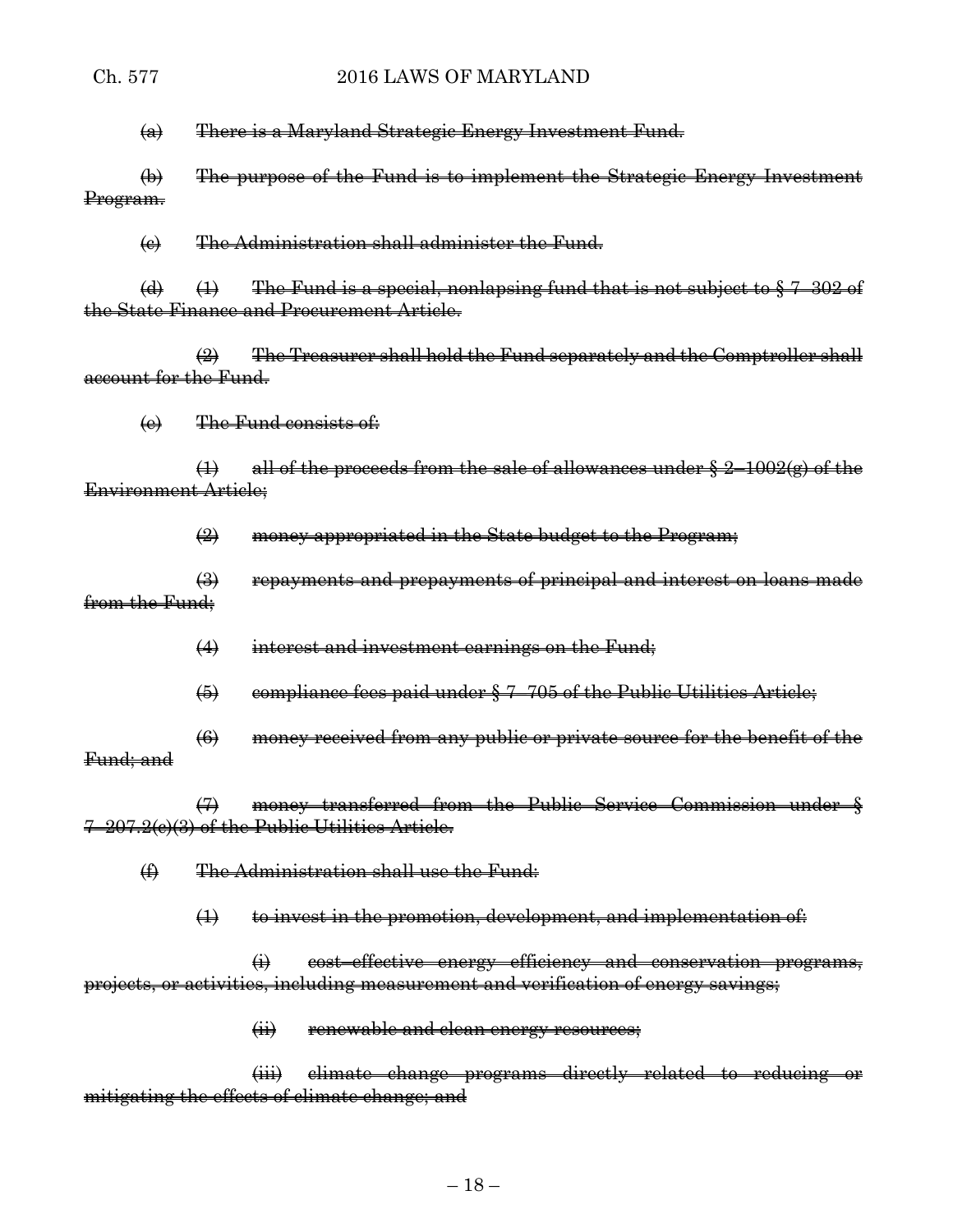~~(a) There is a Maryland Strategic Energy Investment Fund.~~

~~(b) The purpose of the Fund is to implement the Strategic Energy Investment Program.~~

~~(c) The Administration shall administer the Fund.~~

~~(d) (1) The Fund is a special, nonlapsing fund that is not subject to § 7–302 of the State Finance and Procurement Article.~~

~~(2) The Treasurer shall hold the Fund separately and the Comptroller shall account for the Fund.~~

~~(e) The Fund consists of:~~

~~(1) all of the proceeds from the sale of allowances under § 2–1002(g) of the Environment Article;~~

~~(2) money appropriated in the State budget to the Program;~~

~~(3) repayments and prepayments of principal and interest on loans made from the Fund;~~

~~(4) interest and investment earnings on the Fund;~~

~~(5) compliance fees paid under § 7–705 of the Public Utilities Article;~~

~~(6) money received from any public or private source for the benefit of the Fund; and~~

~~(7) money transferred from the Public Service Commission under § 7–207.2(c)(3) of the Public Utilities Article.~~

~~(f) The Administration shall use the Fund:~~

~~(1) to invest in the promotion, development, and implementation of:~~

~~(i) cost–effective energy efficiency and conservation programs, projects, or activities, including measurement and verification of energy savings;~~

~~(ii) renewable and clean energy resources;~~

~~(iii) climate change programs directly related to reducing or mitigating the effects of climate change; and~~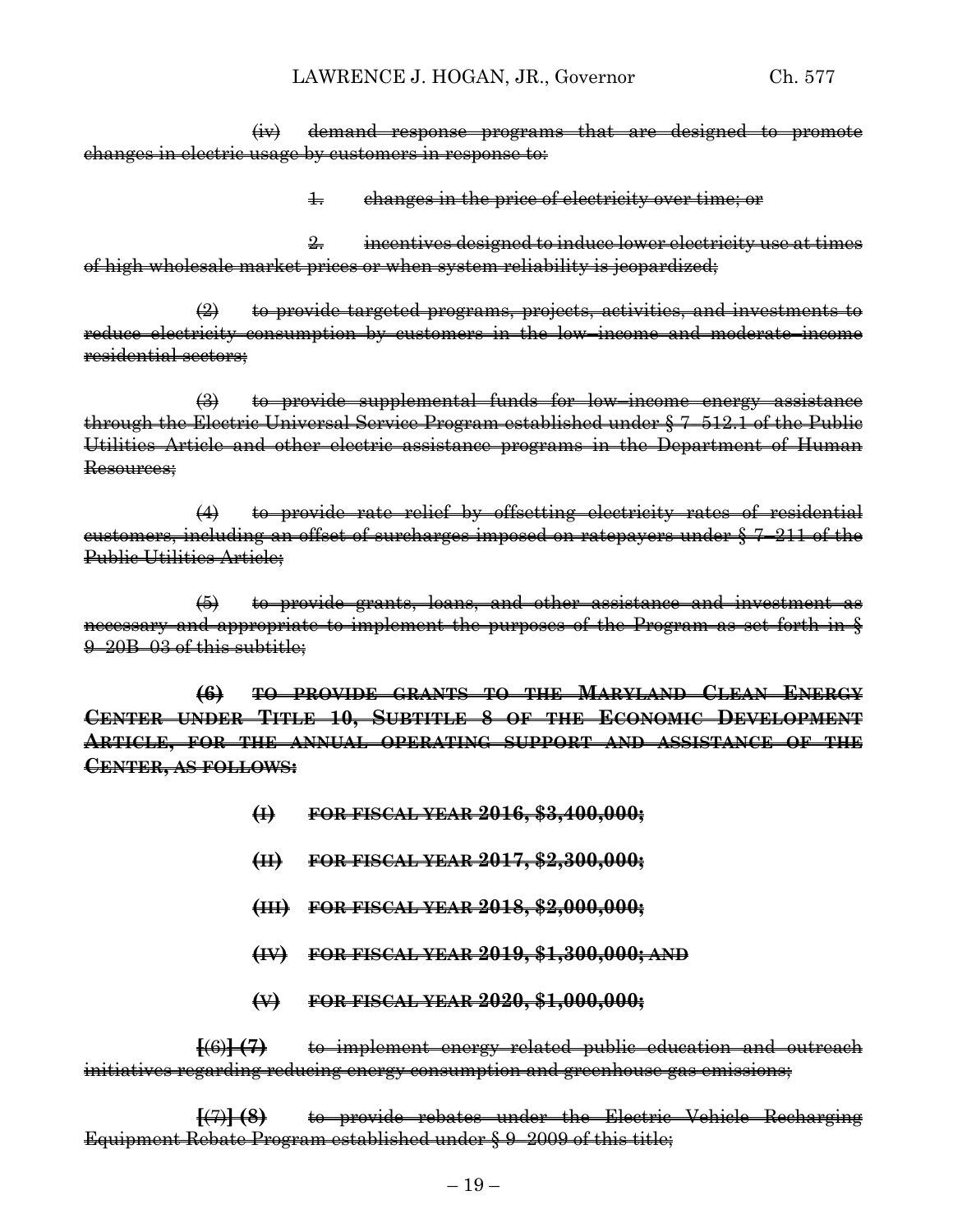(iv) demand response programs that are designed to promote changes in electric usage by customers in response to:

1. changes in the price of electricity over time; or

2. incentives designed to induce lower electricity use at times of high wholesale market prices or when system reliability is jeopardized;

(2) to provide targeted programs, projects, activities, and investments to reduce electricity consumption by customers in the low–income and moderate–income residential sectors;

(3) to provide supplemental funds for low–income energy assistance through the Electric Universal Service Program established under § 7–512.1 of the Public Utilities Article and other electric assistance programs in the Department of Human Resources;

(4) to provide rate relief by offsetting electricity rates of residential customers, including an offset of surcharges imposed on ratepayers under § 7–211 of the Public Utilities Article;

(5) to provide grants, loans, and other assistance and investment as necessary and appropriate to implement the purposes of the Program as set forth in § 9–20B–03 of this subtitle;

**(6) TO PROVIDE GRANTS TO THE MARYLAND CLEAN ENERGY CENTER UNDER TITLE 10, SUBTITLE 8 OF THE ECONOMIC DEVELOPMENT ARTICLE, FOR THE ANNUAL OPERATING SUPPORT AND ASSISTANCE OF THE CENTER, AS FOLLOWS:**

**(I) FOR FISCAL YEAR 2016, $3,400,000;**

**(II) FOR FISCAL YEAR 2017, $2,300,000;**

**(III) FOR FISCAL YEAR 2018, $2,000,000;**

**(IV) FOR FISCAL YEAR 2019, $1,300,000; AND**

**(V) FOR FISCAL YEAR 2020, $1,000,000;**

[(6)] **(7)** to implement energy–related public education and outreach initiatives regarding reducing energy consumption and greenhouse gas emissions;

[(7)] **(8)** to provide rebates under the Electric Vehicle Recharging Equipment Rebate Program established under § 9–2009 of this title;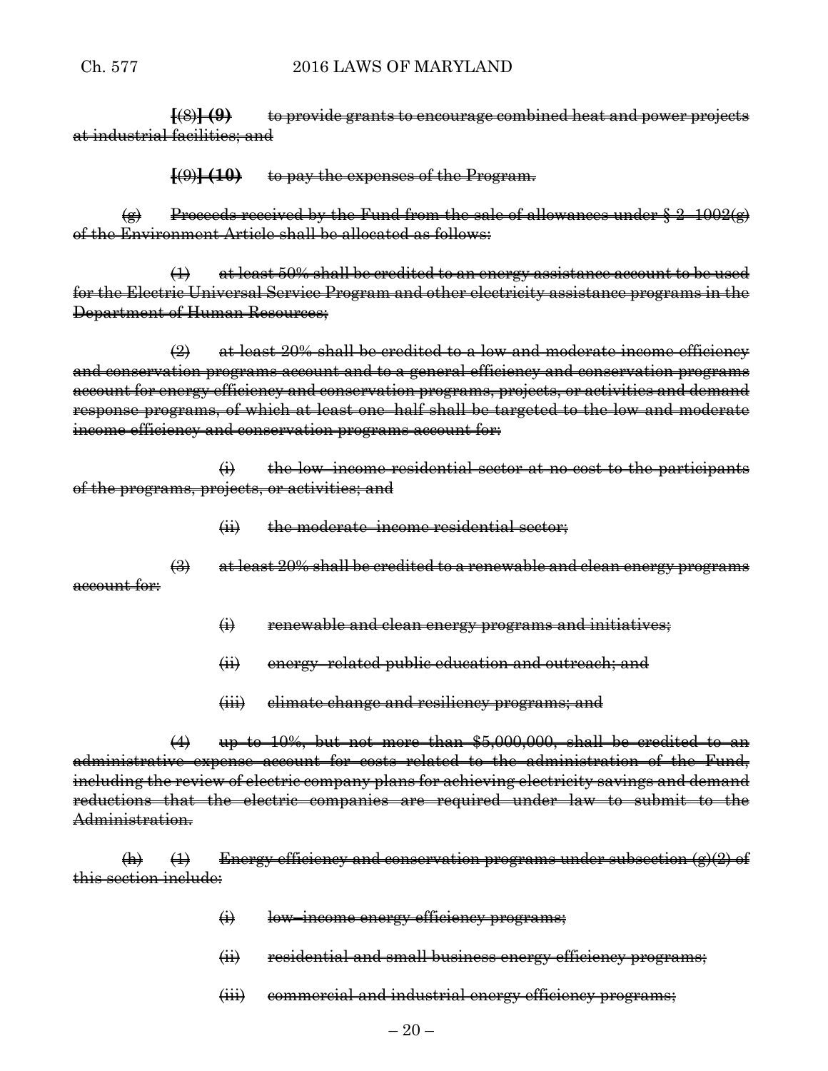~~**[**(8)**] (9)** to provide grants to encourage combined heat and power projects at industrial facilities; and~~

~~**[**(9)**] (10)** to pay the expenses of the Program.~~

~~(g) Proceeds received by the Fund from the sale of allowances under § 2–1002(g) of the Environment Article shall be allocated as follows:~~

~~(1) at least 50% shall be credited to an energy assistance account to be used for the Electric Universal Service Program and other electricity assistance programs in the Department of Human Resources;~~

~~(2) at least 20% shall be credited to a low and moderate income efficiency and conservation programs account and to a general efficiency and conservation programs account for energy efficiency and conservation programs, projects, or activities and demand response programs, of which at least one–half shall be targeted to the low and moderate income efficiency and conservation programs account for:~~

~~(i) the low–income residential sector at no cost to the participants of the programs, projects, or activities; and~~

~~(ii) the moderate–income residential sector;~~

~~(3) at least 20% shall be credited to a renewable and clean energy programs account for:~~

~~(i) renewable and clean energy programs and initiatives;~~

~~(ii) energy–related public education and outreach; and~~

~~(iii) climate change and resiliency programs; and~~

~~(4) up to 10%, but not more than $5,000,000, shall be credited to an administrative expense account for costs related to the administration of the Fund, including the review of electric company plans for achieving electricity savings and demand reductions that the electric companies are required under law to submit to the Administration.~~

~~(h) (1) Energy efficiency and conservation programs under subsection (g)(2) of this section include:~~

~~(i) low–income energy efficiency programs;~~

~~(ii) residential and small business energy efficiency programs;~~

~~(iii) commercial and industrial energy efficiency programs;~~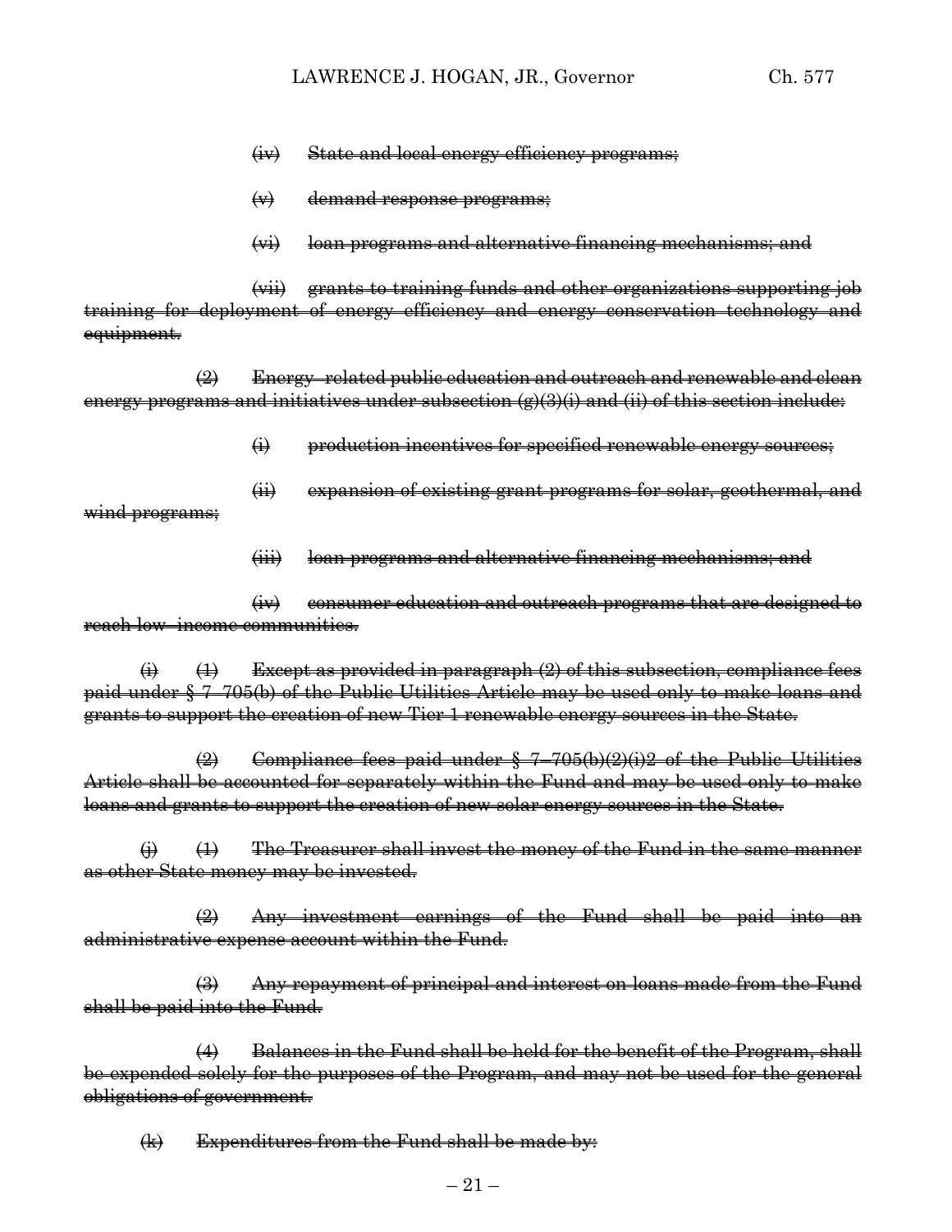~~(iv) State and local energy efficiency programs;~~

~~(v) demand response programs;~~

~~(vi) loan programs and alternative financing mechanisms; and~~

~~(vii) grants to training funds and other organizations supporting job training for deployment of energy efficiency and energy conservation technology and equipment.~~

~~(2) Energy–related public education and outreach and renewable and clean energy programs and initiatives under subsection (g)(3)(i) and (ii) of this section include:~~

~~(i) production incentives for specified renewable energy sources;~~

~~(ii) expansion of existing grant programs for solar, geothermal, and wind programs;~~

~~(iii) loan programs and alternative financing mechanisms; and~~

~~(iv) consumer education and outreach programs that are designed to reach low–income communities.~~

~~(i) (1) Except as provided in paragraph (2) of this subsection, compliance fees paid under § 7–705(b) of the Public Utilities Article may be used only to make loans and grants to support the creation of new Tier 1 renewable energy sources in the State.~~

~~(2) Compliance fees paid under § 7–705(b)(2)(i)2 of the Public Utilities Article shall be accounted for separately within the Fund and may be used only to make loans and grants to support the creation of new solar energy sources in the State.~~

~~(j) (1) The Treasurer shall invest the money of the Fund in the same manner as other State money may be invested.~~

~~(2) Any investment earnings of the Fund shall be paid into an administrative expense account within the Fund.~~

~~(3) Any repayment of principal and interest on loans made from the Fund shall be paid into the Fund.~~

~~(4) Balances in the Fund shall be held for the benefit of the Program, shall be expended solely for the purposes of the Program, and may not be used for the general obligations of government.~~

~~(k) Expenditures from the Fund shall be made by:~~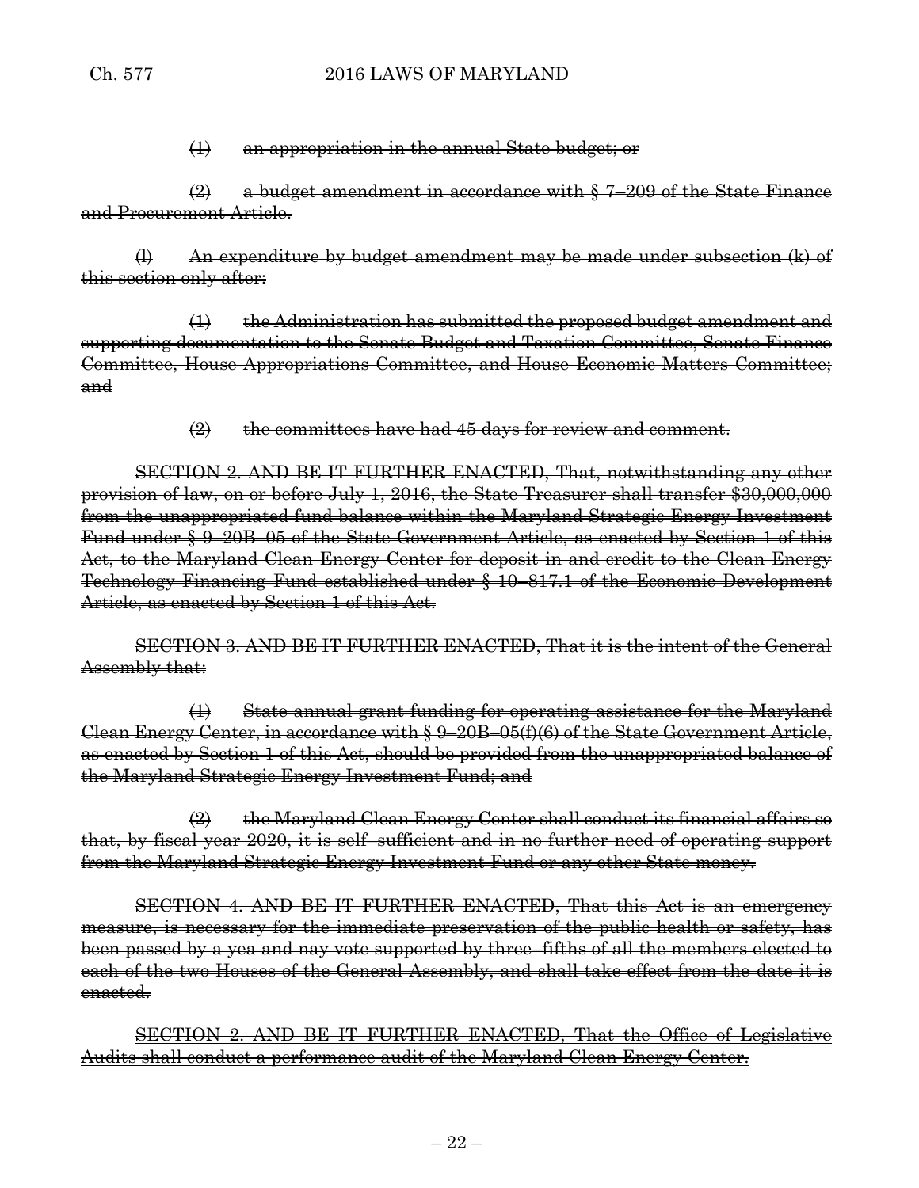~~(1) an appropriation in the annual State budget; or~~

~~(2) a budget amendment in accordance with § 7–209 of the State Finance and Procurement Article.~~

~~(l) An expenditure by budget amendment may be made under subsection (k) of this section only after:~~

~~(1) the Administration has submitted the proposed budget amendment and supporting documentation to the Senate Budget and Taxation Committee, Senate Finance Committee, House Appropriations Committee, and House Economic Matters Committee; and~~

~~(2) the committees have had 45 days for review and comment.~~

~~SECTION 2. AND BE IT FURTHER ENACTED, That, notwithstanding any other provision of law, on or before July 1, 2016, the State Treasurer shall transfer $30,000,000 from the unappropriated fund balance within the Maryland Strategic Energy Investment Fund under § 9–20B–05 of the State Government Article, as enacted by Section 1 of this Act, to the Maryland Clean Energy Center for deposit in and credit to the Clean Energy Technology Financing Fund established under § 10–817.1 of the Economic Development Article, as enacted by Section 1 of this Act.~~

~~SECTION 3. AND BE IT FURTHER ENACTED, That it is the intent of the General Assembly that:~~

~~(1) State annual grant funding for operating assistance for the Maryland Clean Energy Center, in accordance with § 9–20B–05(f)(6) of the State Government Article, as enacted by Section 1 of this Act, should be provided from the unappropriated balance of the Maryland Strategic Energy Investment Fund; and~~

~~(2) the Maryland Clean Energy Center shall conduct its financial affairs so that, by fiscal year 2020, it is self–sufficient and in no further need of operating support from the Maryland Strategic Energy Investment Fund or any other State money.~~

~~SECTION 4. AND BE IT FURTHER ENACTED, That this Act is an emergency measure, is necessary for the immediate preservation of the public health or safety, has been passed by a yea and nay vote supported by three–fifths of all the members elected to each of the two Houses of the General Assembly, and shall take effect from the date it is enacted.~~

~~SECTION 2. AND BE IT FURTHER ENACTED, That the Office of Legislative Audits shall conduct a performance audit of the Maryland Clean Energy Center.~~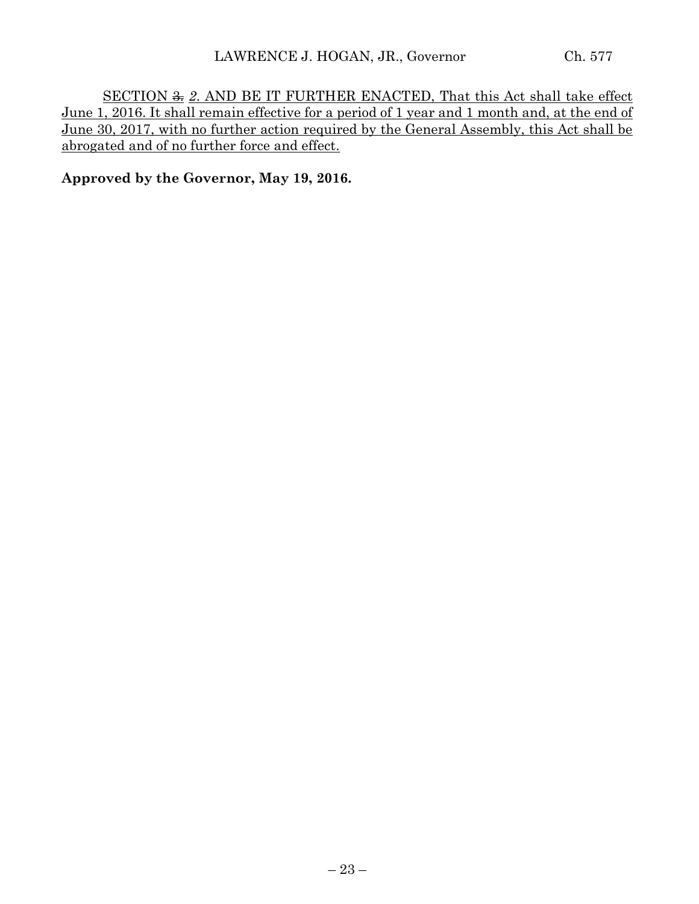SECTION ~~3.~~ *2.* AND BE IT FURTHER ENACTED, That this Act shall take effect June 1, 2016. It shall remain effective for a period of 1 year and 1 month and, at the end of June 30, 2017, with no further action required by the General Assembly, this Act shall be abrogated and of no further force and effect.

**Approved by the Governor, May 19, 2016.**